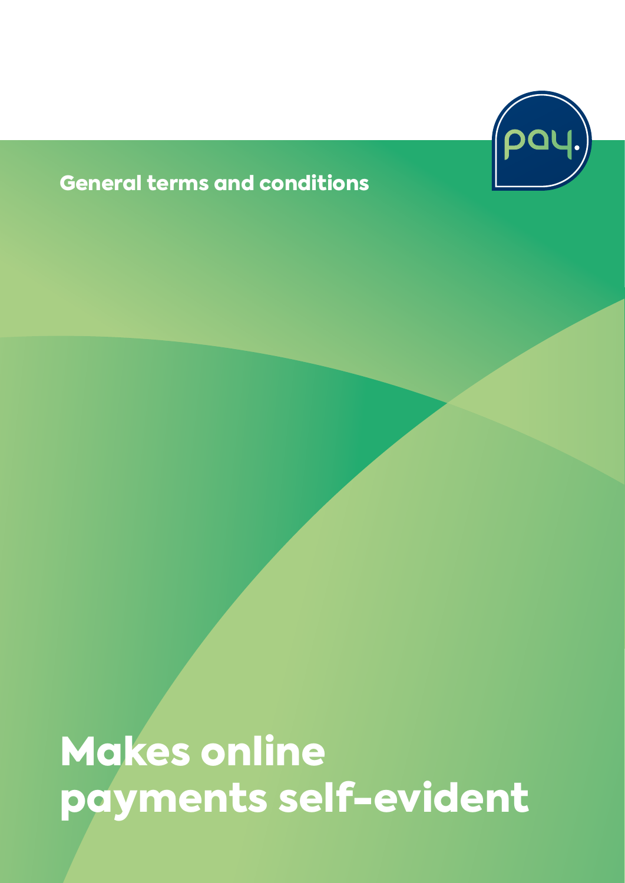pay.

General terms and conditions

# Makes online payments self-evident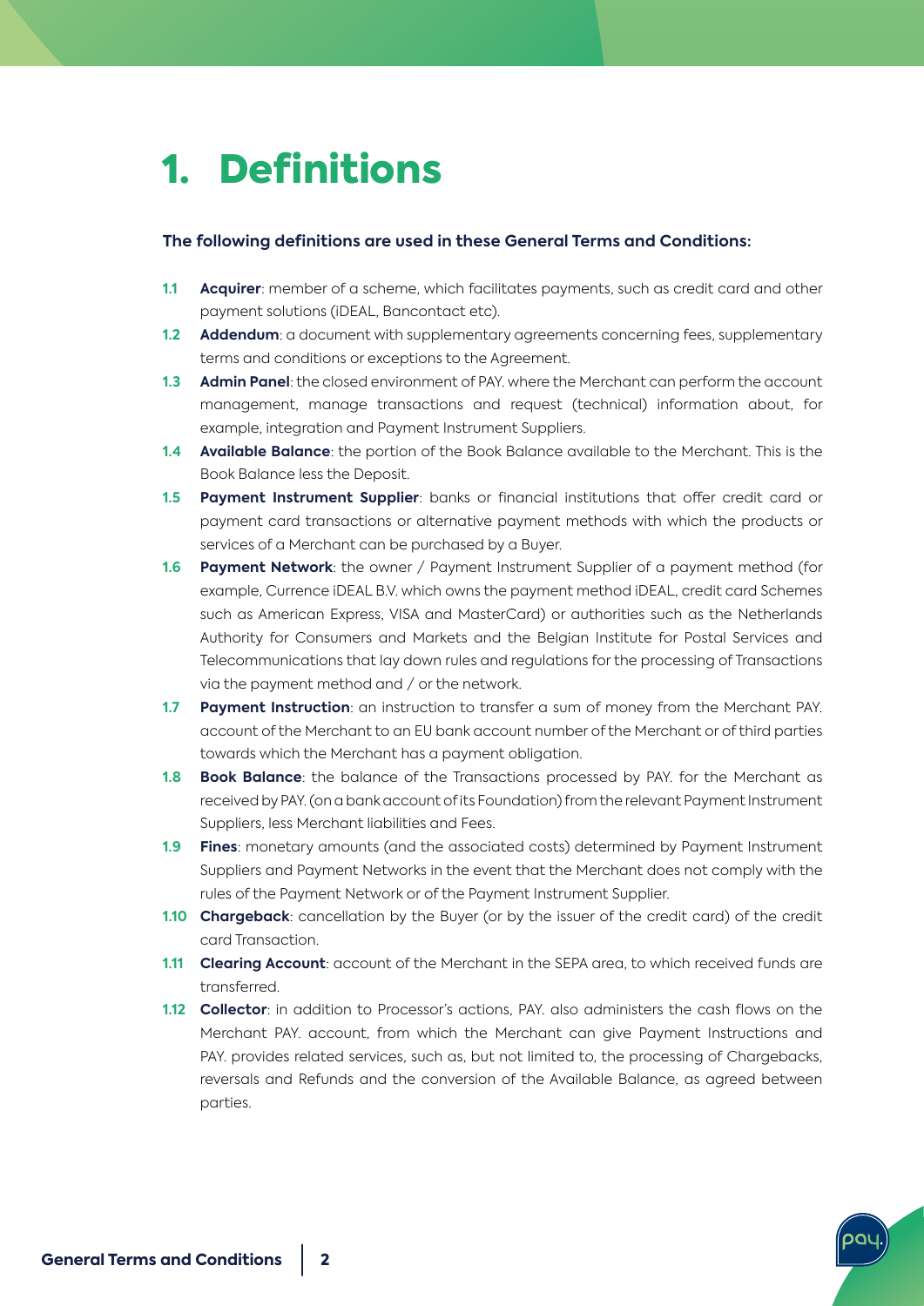# 1. Definitions

**The following definitions are used in these General Terms and Conditions:**

**1.1** **Acquirer**: member of a scheme, which facilitates payments, such as credit card and other payment solutions (iDEAL, Bancontact etc).

**1.2** **Addendum**: a document with supplementary agreements concerning fees, supplementary terms and conditions or exceptions to the Agreement.

**1.3** **Admin Panel**: the closed environment of PAY. where the Merchant can perform the account management, manage transactions and request (technical) information about, for example, integration and Payment Instrument Suppliers.

**1.4** **Available Balance**: the portion of the Book Balance available to the Merchant. This is the Book Balance less the Deposit.

**1.5** **Payment Instrument Supplier**: banks or financial institutions that offer credit card or payment card transactions or alternative payment methods with which the products or services of a Merchant can be purchased by a Buyer.

**1.6** **Payment Network**: the owner / Payment Instrument Supplier of a payment method (for example, Currence iDEAL B.V. which owns the payment method iDEAL, credit card Schemes such as American Express, VISA and MasterCard) or authorities such as the Netherlands Authority for Consumers and Markets and the Belgian Institute for Postal Services and Telecommunications that lay down rules and regulations for the processing of Transactions via the payment method and / or the network.

**1.7** **Payment Instruction**: an instruction to transfer a sum of money from the Merchant PAY. account of the Merchant to an EU bank account number of the Merchant or of third parties towards which the Merchant has a payment obligation.

**1.8** **Book Balance**: the balance of the Transactions processed by PAY. for the Merchant as received by PAY. (on a bank account of its Foundation) from the relevant Payment Instrument Suppliers, less Merchant liabilities and Fees.

**1.9** **Fines**: monetary amounts (and the associated costs) determined by Payment Instrument Suppliers and Payment Networks in the event that the Merchant does not comply with the rules of the Payment Network or of the Payment Instrument Supplier.

**1.10** **Chargeback**: cancellation by the Buyer (or by the issuer of the credit card) of the credit card Transaction.

**1.11** **Clearing Account**: account of the Merchant in the SEPA area, to which received funds are transferred.

**1.12** **Collector**: in addition to Processor's actions, PAY. also administers the cash flows on the Merchant PAY. account, from which the Merchant can give Payment Instructions and PAY. provides related services, such as, but not limited to, the processing of Chargebacks, reversals and Refunds and the conversion of the Available Balance, as agreed between parties.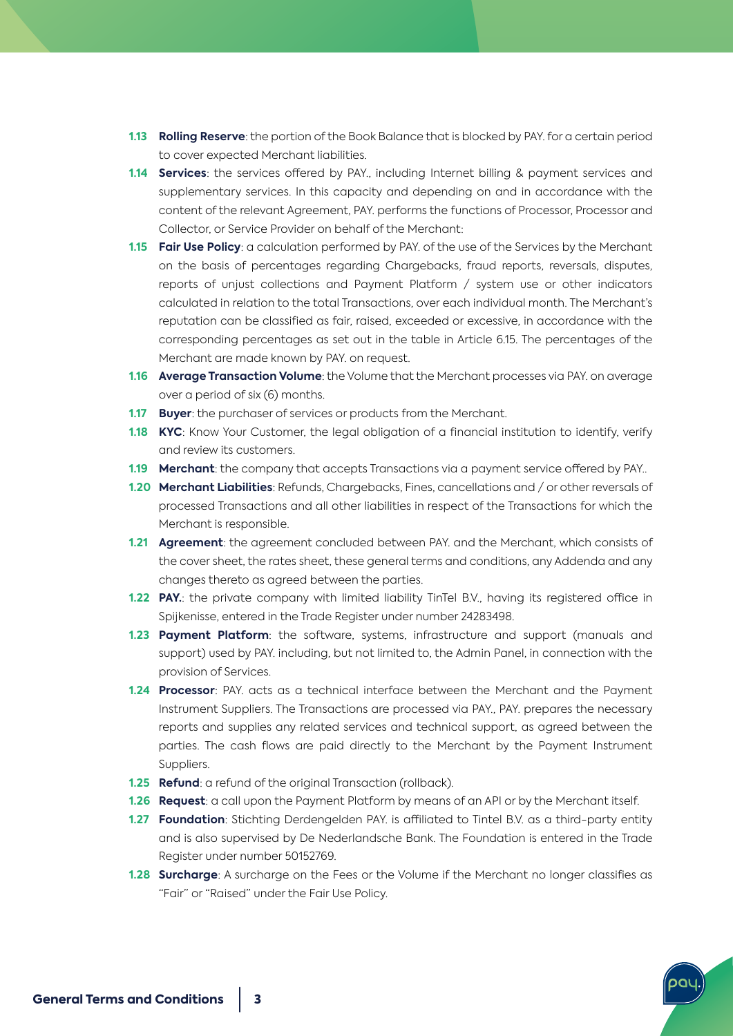**1.13** **Rolling Reserve**: the portion of the Book Balance that is blocked by PAY. for a certain period to cover expected Merchant liabilities.

**1.14** **Services**: the services offered by PAY., including Internet billing & payment services and supplementary services. In this capacity and depending on and in accordance with the content of the relevant Agreement, PAY. performs the functions of Processor, Processor and Collector, or Service Provider on behalf of the Merchant:

**1.15** **Fair Use Policy**: a calculation performed by PAY. of the use of the Services by the Merchant on the basis of percentages regarding Chargebacks, fraud reports, reversals, disputes, reports of unjust collections and Payment Platform / system use or other indicators calculated in relation to the total Transactions, over each individual month. The Merchant's reputation can be classified as fair, raised, exceeded or excessive, in accordance with the corresponding percentages as set out in the table in Article 6.15. The percentages of the Merchant are made known by PAY. on request.

**1.16** **Average Transaction Volume**: the Volume that the Merchant processes via PAY. on average over a period of six (6) months.

**1.17** **Buyer**: the purchaser of services or products from the Merchant.

**1.18** **KYC**: Know Your Customer, the legal obligation of a financial institution to identify, verify and review its customers.

**1.19** **Merchant**: the company that accepts Transactions via a payment service offered by PAY..

**1.20** **Merchant Liabilities**: Refunds, Chargebacks, Fines, cancellations and / or other reversals of processed Transactions and all other liabilities in respect of the Transactions for which the Merchant is responsible.

**1.21** **Agreement**: the agreement concluded between PAY. and the Merchant, which consists of the cover sheet, the rates sheet, these general terms and conditions, any Addenda and any changes thereto as agreed between the parties.

**1.22** **PAY.**: the private company with limited liability TinTel B.V., having its registered office in Spijkenisse, entered in the Trade Register under number 24283498.

**1.23** **Payment Platform**: the software, systems, infrastructure and support (manuals and support) used by PAY. including, but not limited to, the Admin Panel, in connection with the provision of Services.

**1.24** **Processor**: PAY. acts as a technical interface between the Merchant and the Payment Instrument Suppliers. The Transactions are processed via PAY., PAY. prepares the necessary reports and supplies any related services and technical support, as agreed between the parties. The cash flows are paid directly to the Merchant by the Payment Instrument Suppliers.

**1.25** **Refund**: a refund of the original Transaction (rollback).

**1.26** **Request**: a call upon the Payment Platform by means of an API or by the Merchant itself.

**1.27** **Foundation**: Stichting Derdengelden PAY. is affiliated to Tintel B.V. as a third-party entity and is also supervised by De Nederlandsche Bank. The Foundation is entered in the Trade Register under number 50152769.

**1.28** **Surcharge**: A surcharge on the Fees or the Volume if the Merchant no longer classifies as "Fair" or "Raised" under the Fair Use Policy.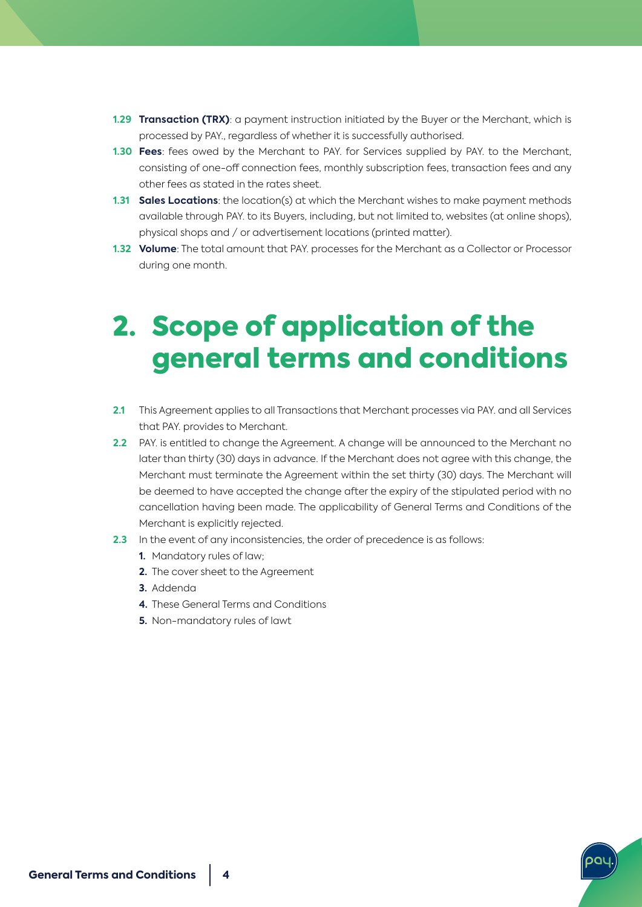**1.29 Transaction (TRX)**: a payment instruction initiated by the Buyer or the Merchant, which is processed by PAY., regardless of whether it is successfully authorised.

**1.30 Fees**: fees owed by the Merchant to PAY. for Services supplied by PAY. to the Merchant, consisting of one-off connection fees, monthly subscription fees, transaction fees and any other fees as stated in the rates sheet.

**1.31 Sales Locations**: the location(s) at which the Merchant wishes to make payment methods available through PAY. to its Buyers, including, but not limited to, websites (at online shops), physical shops and / or advertisement locations (printed matter).

**1.32 Volume**: The total amount that PAY. processes for the Merchant as a Collector or Processor during one month.

# 2. Scope of application of the general terms and conditions

**2.1** This Agreement applies to all Transactions that Merchant processes via PAY. and all Services that PAY. provides to Merchant.

**2.2** PAY. is entitled to change the Agreement. A change will be announced to the Merchant no later than thirty (30) days in advance. If the Merchant does not agree with this change, the Merchant must terminate the Agreement within the set thirty (30) days. The Merchant will be deemed to have accepted the change after the expiry of the stipulated period with no cancellation having been made. The applicability of General Terms and Conditions of the Merchant is explicitly rejected.

**2.3** In the event of any inconsistencies, the order of precedence is as follows:

1. Mandatory rules of law;
2. The cover sheet to the Agreement
3. Addenda
4. These General Terms and Conditions
5. Non-mandatory rules of lawt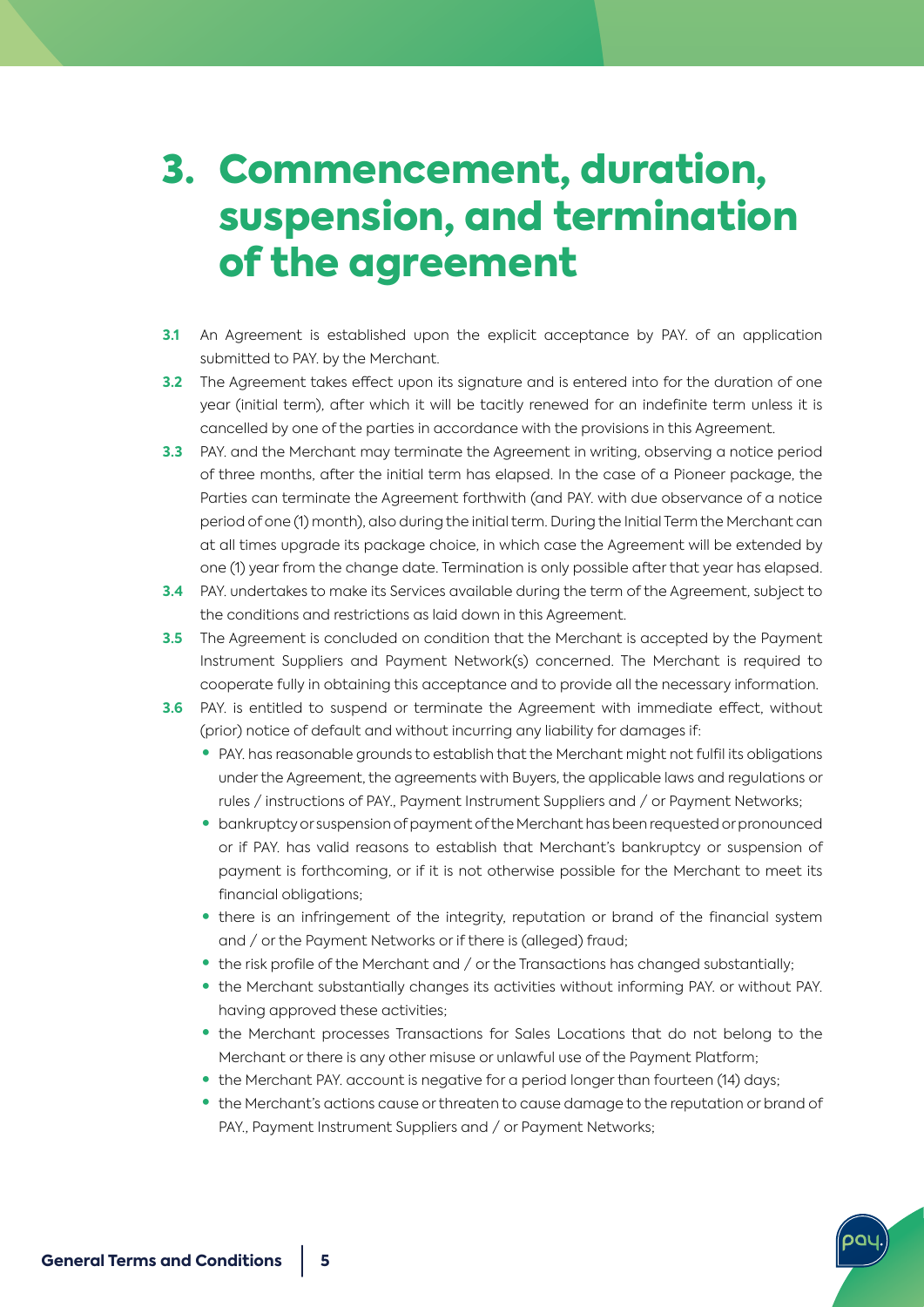# 3. Commencement, duration, suspension, and termination of the agreement

**3.1** An Agreement is established upon the explicit acceptance by PAY. of an application submitted to PAY. by the Merchant.

**3.2** The Agreement takes effect upon its signature and is entered into for the duration of one year (initial term), after which it will be tacitly renewed for an indefinite term unless it is cancelled by one of the parties in accordance with the provisions in this Agreement.

**3.3** PAY. and the Merchant may terminate the Agreement in writing, observing a notice period of three months, after the initial term has elapsed. In the case of a Pioneer package, the Parties can terminate the Agreement forthwith (and PAY. with due observance of a notice period of one (1) month), also during the initial term. During the Initial Term the Merchant can at all times upgrade its package choice, in which case the Agreement will be extended by one (1) year from the change date. Termination is only possible after that year has elapsed.

**3.4** PAY. undertakes to make its Services available during the term of the Agreement, subject to the conditions and restrictions as laid down in this Agreement.

**3.5** The Agreement is concluded on condition that the Merchant is accepted by the Payment Instrument Suppliers and Payment Network(s) concerned. The Merchant is required to cooperate fully in obtaining this acceptance and to provide all the necessary information.

**3.6** PAY. is entitled to suspend or terminate the Agreement with immediate effect, without (prior) notice of default and without incurring any liability for damages if:

- PAY. has reasonable grounds to establish that the Merchant might not fulfil its obligations under the Agreement, the agreements with Buyers, the applicable laws and regulations or rules / instructions of PAY., Payment Instrument Suppliers and / or Payment Networks;
- bankruptcy or suspension of payment of the Merchant has been requested or pronounced or if PAY. has valid reasons to establish that Merchant's bankruptcy or suspension of payment is forthcoming, or if it is not otherwise possible for the Merchant to meet its financial obligations;
- there is an infringement of the integrity, reputation or brand of the financial system and / or the Payment Networks or if there is (alleged) fraud;
- the risk profile of the Merchant and / or the Transactions has changed substantially;
- the Merchant substantially changes its activities without informing PAY. or without PAY. having approved these activities;
- the Merchant processes Transactions for Sales Locations that do not belong to the Merchant or there is any other misuse or unlawful use of the Payment Platform;
- the Merchant PAY. account is negative for a period longer than fourteen (14) days;
- the Merchant's actions cause or threaten to cause damage to the reputation or brand of PAY., Payment Instrument Suppliers and / or Payment Networks;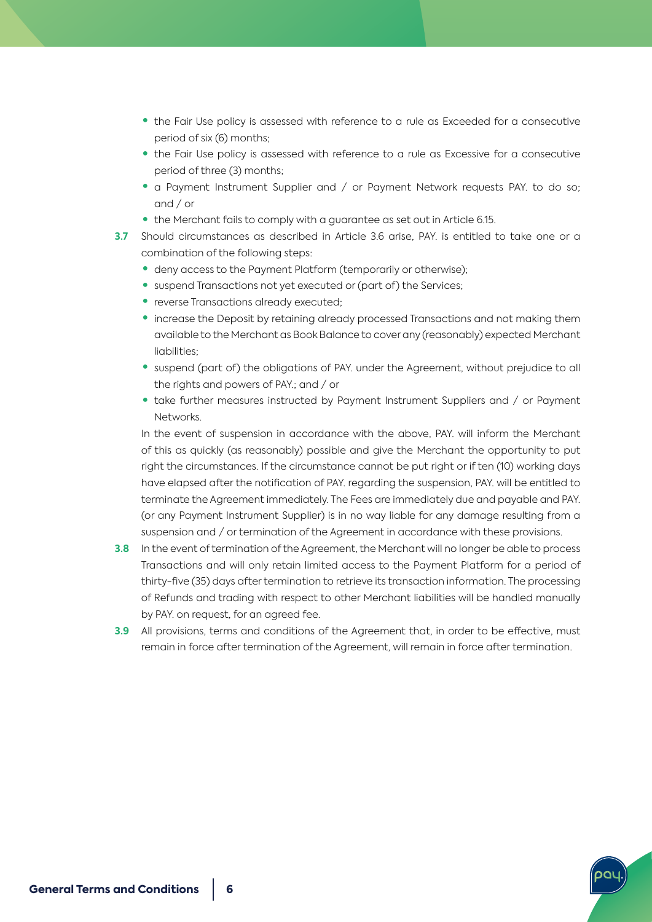- the Fair Use policy is assessed with reference to a rule as Exceeded for a consecutive period of six (6) months;
- the Fair Use policy is assessed with reference to a rule as Excessive for a consecutive period of three (3) months;
- a Payment Instrument Supplier and / or Payment Network requests PAY. to do so; and / or
- the Merchant fails to comply with a guarantee as set out in Article 6.15.

**3.7** Should circumstances as described in Article 3.6 arise, PAY. is entitled to take one or a combination of the following steps:

- deny access to the Payment Platform (temporarily or otherwise);
- suspend Transactions not yet executed or (part of) the Services;
- reverse Transactions already executed;
- increase the Deposit by retaining already processed Transactions and not making them available to the Merchant as Book Balance to cover any (reasonably) expected Merchant liabilities;
- suspend (part of) the obligations of PAY. under the Agreement, without prejudice to all the rights and powers of PAY.; and / or
- take further measures instructed by Payment Instrument Suppliers and / or Payment Networks.

In the event of suspension in accordance with the above, PAY. will inform the Merchant of this as quickly (as reasonably) possible and give the Merchant the opportunity to put right the circumstances. If the circumstance cannot be put right or if ten (10) working days have elapsed after the notification of PAY. regarding the suspension, PAY. will be entitled to terminate the Agreement immediately. The Fees are immediately due and payable and PAY. (or any Payment Instrument Supplier) is in no way liable for any damage resulting from a suspension and / or termination of the Agreement in accordance with these provisions.

**3.8** In the event of termination of the Agreement, the Merchant will no longer be able to process Transactions and will only retain limited access to the Payment Platform for a period of thirty-five (35) days after termination to retrieve its transaction information. The processing of Refunds and trading with respect to other Merchant liabilities will be handled manually by PAY. on request, for an agreed fee.

**3.9** All provisions, terms and conditions of the Agreement that, in order to be effective, must remain in force after termination of the Agreement, will remain in force after termination.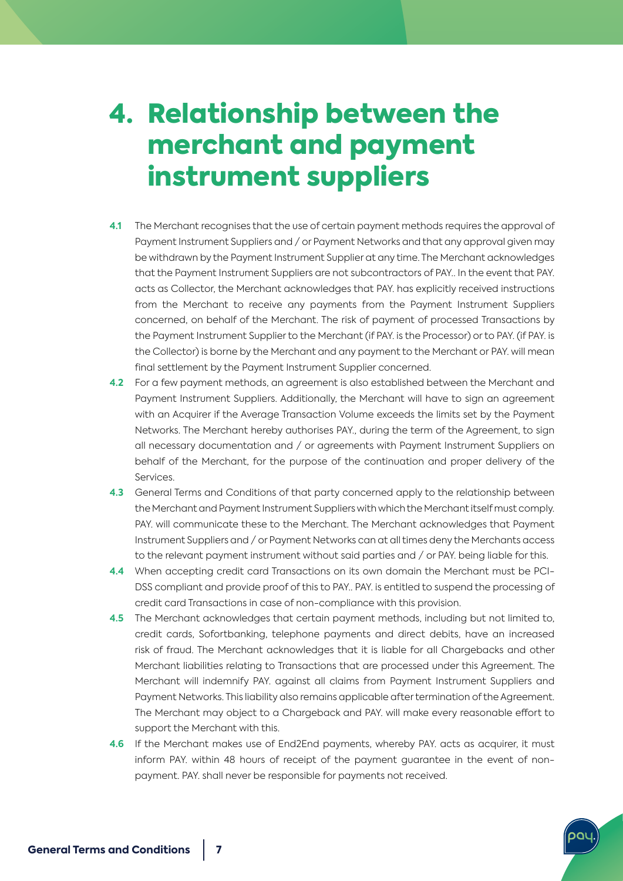# 4. Relationship between the merchant and payment instrument suppliers

**4.1** The Merchant recognises that the use of certain payment methods requires the approval of Payment Instrument Suppliers and / or Payment Networks and that any approval given may be withdrawn by the Payment Instrument Supplier at any time. The Merchant acknowledges that the Payment Instrument Suppliers are not subcontractors of PAY.. In the event that PAY. acts as Collector, the Merchant acknowledges that PAY. has explicitly received instructions from the Merchant to receive any payments from the Payment Instrument Suppliers concerned, on behalf of the Merchant. The risk of payment of processed Transactions by the Payment Instrument Supplier to the Merchant (if PAY. is the Processor) or to PAY. (if PAY. is the Collector) is borne by the Merchant and any payment to the Merchant or PAY. will mean final settlement by the Payment Instrument Supplier concerned.

**4.2** For a few payment methods, an agreement is also established between the Merchant and Payment Instrument Suppliers. Additionally, the Merchant will have to sign an agreement with an Acquirer if the Average Transaction Volume exceeds the limits set by the Payment Networks. The Merchant hereby authorises PAY., during the term of the Agreement, to sign all necessary documentation and / or agreements with Payment Instrument Suppliers on behalf of the Merchant, for the purpose of the continuation and proper delivery of the Services.

**4.3** General Terms and Conditions of that party concerned apply to the relationship between the Merchant and Payment Instrument Suppliers with which the Merchant itself must comply. PAY. will communicate these to the Merchant. The Merchant acknowledges that Payment Instrument Suppliers and / or Payment Networks can at all times deny the Merchants access to the relevant payment instrument without said parties and / or PAY. being liable for this.

**4.4** When accepting credit card Transactions on its own domain the Merchant must be PCI-DSS compliant and provide proof of this to PAY.. PAY. is entitled to suspend the processing of credit card Transactions in case of non-compliance with this provision.

**4.5** The Merchant acknowledges that certain payment methods, including but not limited to, credit cards, Sofortbanking, telephone payments and direct debits, have an increased risk of fraud. The Merchant acknowledges that it is liable for all Chargebacks and other Merchant liabilities relating to Transactions that are processed under this Agreement. The Merchant will indemnify PAY. against all claims from Payment Instrument Suppliers and Payment Networks. This liability also remains applicable after termination of the Agreement. The Merchant may object to a Chargeback and PAY. will make every reasonable effort to support the Merchant with this.

**4.6** If the Merchant makes use of End2End payments, whereby PAY. acts as acquirer, it must inform PAY. within 48 hours of receipt of the payment guarantee in the event of non-payment. PAY. shall never be responsible for payments not received.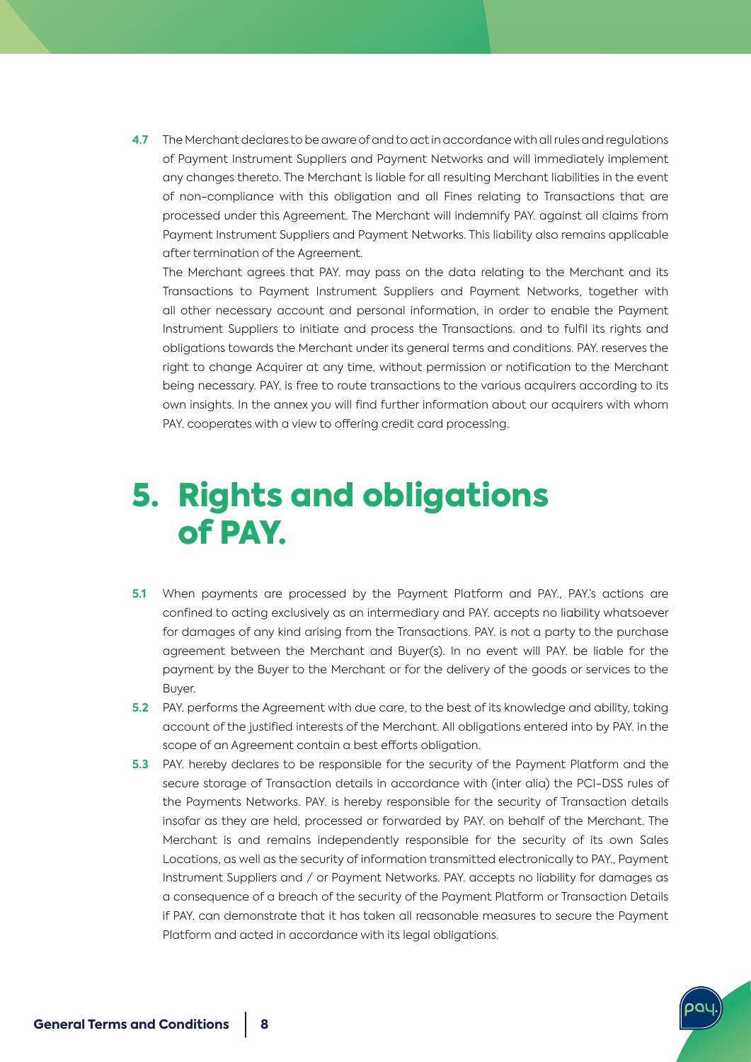**4.7** The Merchant declares to be aware of and to act in accordance with all rules and regulations of Payment Instrument Suppliers and Payment Networks and will immediately implement any changes thereto. The Merchant is liable for all resulting Merchant liabilities in the event of non-compliance with this obligation and all Fines relating to Transactions that are processed under this Agreement. The Merchant will indemnify PAY. against all claims from Payment Instrument Suppliers and Payment Networks. This liability also remains applicable after termination of the Agreement.

The Merchant agrees that PAY. may pass on the data relating to the Merchant and its Transactions to Payment Instrument Suppliers and Payment Networks, together with all other necessary account and personal information, in order to enable the Payment Instrument Suppliers to initiate and process the Transactions. and to fulfil its rights and obligations towards the Merchant under its general terms and conditions. PAY. reserves the right to change Acquirer at any time, without permission or notification to the Merchant being necessary. PAY. is free to route transactions to the various acquirers according to its own insights. In the annex you will find further information about our acquirers with whom PAY. cooperates with a view to offering credit card processing.

# 5. Rights and obligations of PAY.

**5.1** When payments are processed by the Payment Platform and PAY., PAY.'s actions are confined to acting exclusively as an intermediary and PAY. accepts no liability whatsoever for damages of any kind arising from the Transactions. PAY. is not a party to the purchase agreement between the Merchant and Buyer(s). In no event will PAY. be liable for the payment by the Buyer to the Merchant or for the delivery of the goods or services to the Buyer.

**5.2** PAY. performs the Agreement with due care, to the best of its knowledge and ability, taking account of the justified interests of the Merchant. All obligations entered into by PAY. in the scope of an Agreement contain a best efforts obligation.

**5.3** PAY. hereby declares to be responsible for the security of the Payment Platform and the secure storage of Transaction details in accordance with (inter alia) the PCI-DSS rules of the Payments Networks. PAY. is hereby responsible for the security of Transaction details insofar as they are held, processed or forwarded by PAY. on behalf of the Merchant. The Merchant is and remains independently responsible for the security of its own Sales Locations, as well as the security of information transmitted electronically to PAY., Payment Instrument Suppliers and / or Payment Networks. PAY. accepts no liability for damages as a consequence of a breach of the security of the Payment Platform or Transaction Details if PAY. can demonstrate that it has taken all reasonable measures to secure the Payment Platform and acted in accordance with its legal obligations.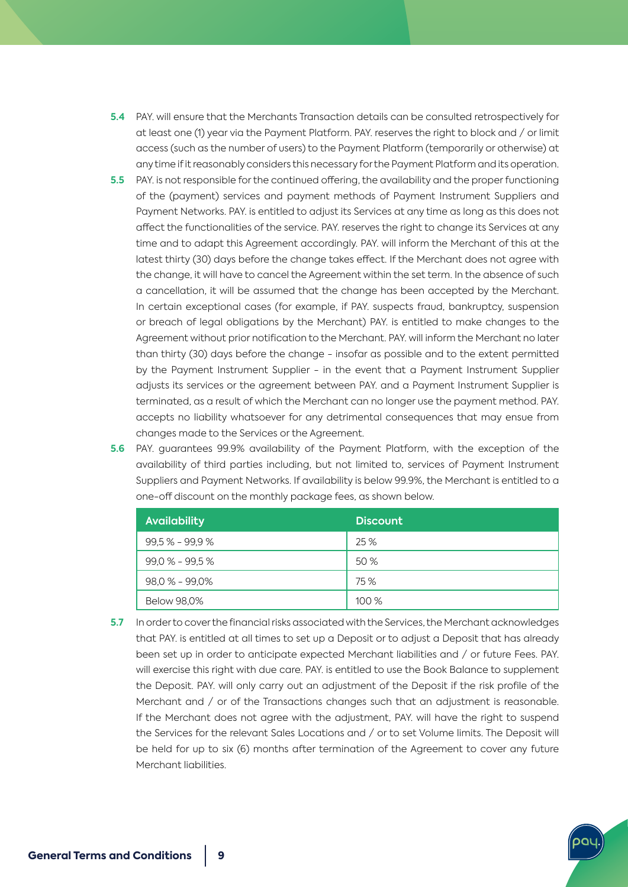**5.4** PAY. will ensure that the Merchants Transaction details can be consulted retrospectively for at least one (1) year via the Payment Platform. PAY. reserves the right to block and / or limit access (such as the number of users) to the Payment Platform (temporarily or otherwise) at any time if it reasonably considers this necessary for the Payment Platform and its operation.

**5.5** PAY. is not responsible for the continued offering, the availability and the proper functioning of the (payment) services and payment methods of Payment Instrument Suppliers and Payment Networks. PAY. is entitled to adjust its Services at any time as long as this does not affect the functionalities of the service. PAY. reserves the right to change its Services at any time and to adapt this Agreement accordingly. PAY. will inform the Merchant of this at the latest thirty (30) days before the change takes effect. If the Merchant does not agree with the change, it will have to cancel the Agreement within the set term. In the absence of such a cancellation, it will be assumed that the change has been accepted by the Merchant. In certain exceptional cases (for example, if PAY. suspects fraud, bankruptcy, suspension or breach of legal obligations by the Merchant) PAY. is entitled to make changes to the Agreement without prior notification to the Merchant. PAY. will inform the Merchant no later than thirty (30) days before the change - insofar as possible and to the extent permitted by the Payment Instrument Supplier - in the event that a Payment Instrument Supplier adjusts its services or the agreement between PAY. and a Payment Instrument Supplier is terminated, as a result of which the Merchant can no longer use the payment method. PAY. accepts no liability whatsoever for any detrimental consequences that may ensue from changes made to the Services or the Agreement.

**5.6** PAY. guarantees 99.9% availability of the Payment Platform, with the exception of the availability of third parties including, but not limited to, services of Payment Instrument Suppliers and Payment Networks. If availability is below 99.9%, the Merchant is entitled to a one-off discount on the monthly package fees, as shown below.

| Availability | Discount |
|---|---|
| 99,5 % - 99,9 % | 25 % |
| 99,0 % - 99,5 % | 50 % |
| 98,0 % - 99,0% | 75 % |
| Below 98,0% | 100 % |

**5.7** In order to cover the financial risks associated with the Services, the Merchant acknowledges that PAY. is entitled at all times to set up a Deposit or to adjust a Deposit that has already been set up in order to anticipate expected Merchant liabilities and / or future Fees. PAY. will exercise this right with due care. PAY. is entitled to use the Book Balance to supplement the Deposit. PAY. will only carry out an adjustment of the Deposit if the risk profile of the Merchant and / or of the Transactions changes such that an adjustment is reasonable. If the Merchant does not agree with the adjustment, PAY. will have the right to suspend the Services for the relevant Sales Locations and / or to set Volume limits. The Deposit will be held for up to six (6) months after termination of the Agreement to cover any future Merchant liabilities.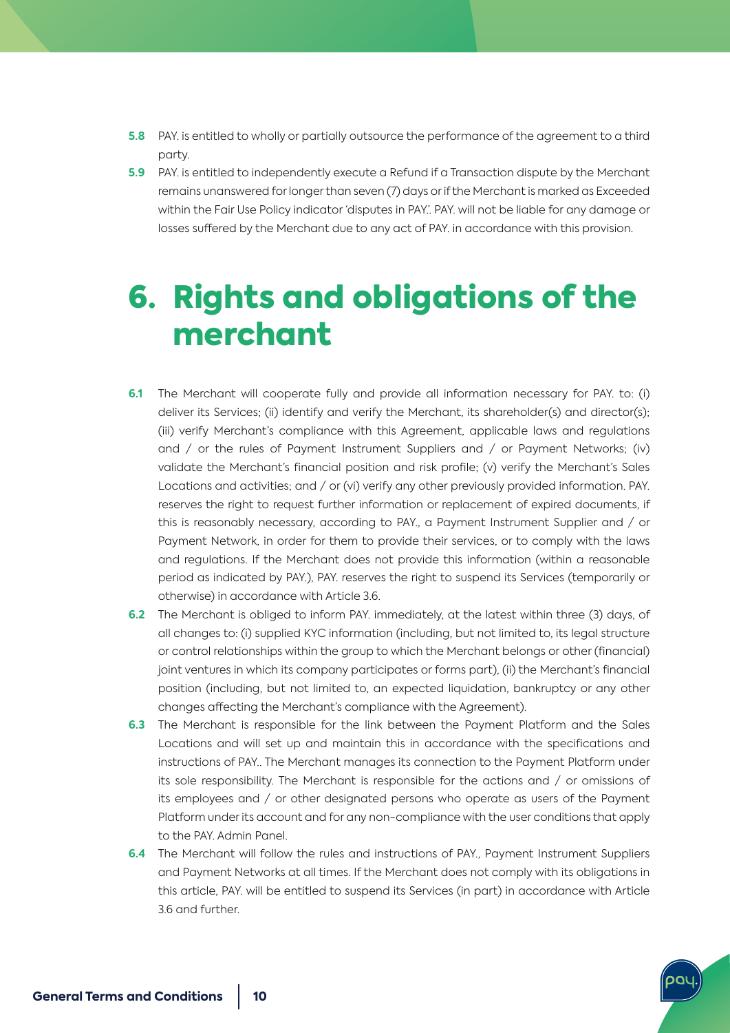**5.8** PAY. is entitled to wholly or partially outsource the performance of the agreement to a third party.

**5.9** PAY. is entitled to independently execute a Refund if a Transaction dispute by the Merchant remains unanswered for longer than seven (7) days or if the Merchant is marked as Exceeded within the Fair Use Policy indicator 'disputes in PAY.'. PAY. will not be liable for any damage or losses suffered by the Merchant due to any act of PAY. in accordance with this provision.

# 6. Rights and obligations of the merchant

**6.1** The Merchant will cooperate fully and provide all information necessary for PAY. to: (i) deliver its Services; (ii) identify and verify the Merchant, its shareholder(s) and director(s); (iii) verify Merchant's compliance with this Agreement, applicable laws and regulations and / or the rules of Payment Instrument Suppliers and / or Payment Networks; (iv) validate the Merchant's financial position and risk profile; (v) verify the Merchant's Sales Locations and activities; and / or (vi) verify any other previously provided information. PAY. reserves the right to request further information or replacement of expired documents, if this is reasonably necessary, according to PAY., a Payment Instrument Supplier and / or Payment Network, in order for them to provide their services, or to comply with the laws and regulations. If the Merchant does not provide this information (within a reasonable period as indicated by PAY.), PAY. reserves the right to suspend its Services (temporarily or otherwise) in accordance with Article 3.6.

**6.2** The Merchant is obliged to inform PAY. immediately, at the latest within three (3) days, of all changes to: (i) supplied KYC information (including, but not limited to, its legal structure or control relationships within the group to which the Merchant belongs or other (financial) joint ventures in which its company participates or forms part), (ii) the Merchant's financial position (including, but not limited to, an expected liquidation, bankruptcy or any other changes affecting the Merchant's compliance with the Agreement).

**6.3** The Merchant is responsible for the link between the Payment Platform and the Sales Locations and will set up and maintain this in accordance with the specifications and instructions of PAY.. The Merchant manages its connection to the Payment Platform under its sole responsibility. The Merchant is responsible for the actions and / or omissions of its employees and / or other designated persons who operate as users of the Payment Platform under its account and for any non-compliance with the user conditions that apply to the PAY. Admin Panel.

**6.4** The Merchant will follow the rules and instructions of PAY., Payment Instrument Suppliers and Payment Networks at all times. If the Merchant does not comply with its obligations in this article, PAY. will be entitled to suspend its Services (in part) in accordance with Article 3.6 and further.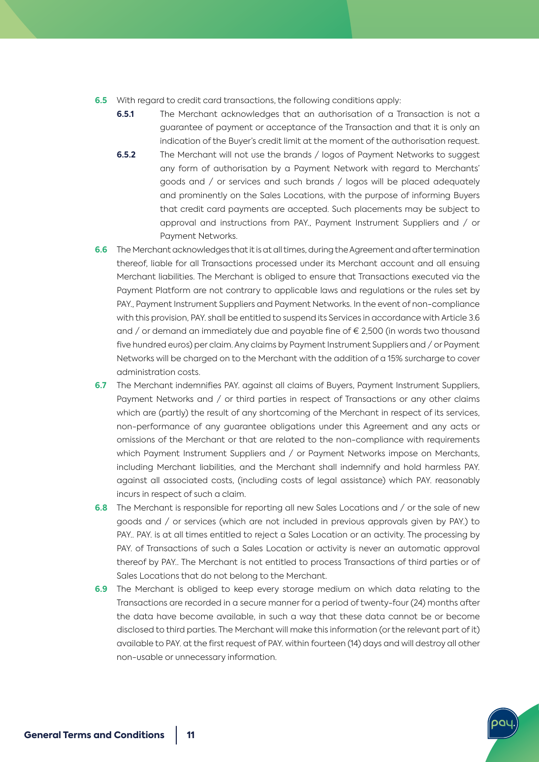**6.5** With regard to credit card transactions, the following conditions apply:

**6.5.1** The Merchant acknowledges that an authorisation of a Transaction is not a guarantee of payment or acceptance of the Transaction and that it is only an indication of the Buyer's credit limit at the moment of the authorisation request.

**6.5.2** The Merchant will not use the brands / logos of Payment Networks to suggest any form of authorisation by a Payment Network with regard to Merchants' goods and / or services and such brands / logos will be placed adequately and prominently on the Sales Locations, with the purpose of informing Buyers that credit card payments are accepted. Such placements may be subject to approval and instructions from PAY., Payment Instrument Suppliers and / or Payment Networks.

**6.6** The Merchant acknowledges that it is at all times, during the Agreement and after termination thereof, liable for all Transactions processed under its Merchant account and all ensuing Merchant liabilities. The Merchant is obliged to ensure that Transactions executed via the Payment Platform are not contrary to applicable laws and regulations or the rules set by PAY., Payment Instrument Suppliers and Payment Networks. In the event of non-compliance with this provision, PAY. shall be entitled to suspend its Services in accordance with Article 3.6 and / or demand an immediately due and payable fine of € 2,500 (in words two thousand five hundred euros) per claim. Any claims by Payment Instrument Suppliers and / or Payment Networks will be charged on to the Merchant with the addition of a 15% surcharge to cover administration costs.

**6.7** The Merchant indemnifies PAY. against all claims of Buyers, Payment Instrument Suppliers, Payment Networks and / or third parties in respect of Transactions or any other claims which are (partly) the result of any shortcoming of the Merchant in respect of its services, non-performance of any guarantee obligations under this Agreement and any acts or omissions of the Merchant or that are related to the non-compliance with requirements which Payment Instrument Suppliers and / or Payment Networks impose on Merchants, including Merchant liabilities, and the Merchant shall indemnify and hold harmless PAY. against all associated costs, (including costs of legal assistance) which PAY. reasonably incurs in respect of such a claim.

**6.8** The Merchant is responsible for reporting all new Sales Locations and / or the sale of new goods and / or services (which are not included in previous approvals given by PAY.) to PAY.. PAY. is at all times entitled to reject a Sales Location or an activity. The processing by PAY. of Transactions of such a Sales Location or activity is never an automatic approval thereof by PAY.. The Merchant is not entitled to process Transactions of third parties or of Sales Locations that do not belong to the Merchant.

**6.9** The Merchant is obliged to keep every storage medium on which data relating to the Transactions are recorded in a secure manner for a period of twenty-four (24) months after the data have become available, in such a way that these data cannot be or become disclosed to third parties. The Merchant will make this information (or the relevant part of it) available to PAY. at the first request of PAY. within fourteen (14) days and will destroy all other non-usable or unnecessary information.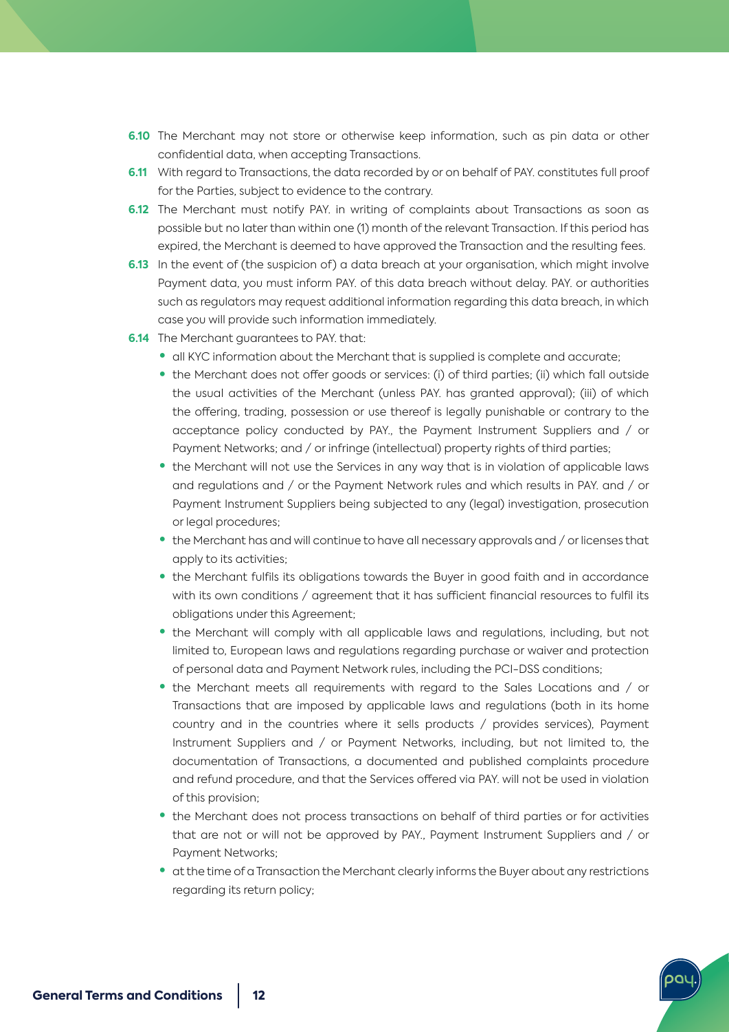**6.10** The Merchant may not store or otherwise keep information, such as pin data or other confidential data, when accepting Transactions.

**6.11** With regard to Transactions, the data recorded by or on behalf of PAY. constitutes full proof for the Parties, subject to evidence to the contrary.

**6.12** The Merchant must notify PAY. in writing of complaints about Transactions as soon as possible but no later than within one (1) month of the relevant Transaction. If this period has expired, the Merchant is deemed to have approved the Transaction and the resulting fees.

**6.13** In the event of (the suspicion of) a data breach at your organisation, which might involve Payment data, you must inform PAY. of this data breach without delay. PAY. or authorities such as regulators may request additional information regarding this data breach, in which case you will provide such information immediately.

**6.14** The Merchant guarantees to PAY. that:

- all KYC information about the Merchant that is supplied is complete and accurate;
- the Merchant does not offer goods or services: (i) of third parties; (ii) which fall outside the usual activities of the Merchant (unless PAY. has granted approval); (iii) of which the offering, trading, possession or use thereof is legally punishable or contrary to the acceptance policy conducted by PAY., the Payment Instrument Suppliers and / or Payment Networks; and / or infringe (intellectual) property rights of third parties;
- the Merchant will not use the Services in any way that is in violation of applicable laws and regulations and / or the Payment Network rules and which results in PAY. and / or Payment Instrument Suppliers being subjected to any (legal) investigation, prosecution or legal procedures;
- the Merchant has and will continue to have all necessary approvals and / or licenses that apply to its activities;
- the Merchant fulfils its obligations towards the Buyer in good faith and in accordance with its own conditions / agreement that it has sufficient financial resources to fulfil its obligations under this Agreement;
- the Merchant will comply with all applicable laws and regulations, including, but not limited to, European laws and regulations regarding purchase or waiver and protection of personal data and Payment Network rules, including the PCI-DSS conditions;
- the Merchant meets all requirements with regard to the Sales Locations and / or Transactions that are imposed by applicable laws and regulations (both in its home country and in the countries where it sells products / provides services), Payment Instrument Suppliers and / or Payment Networks, including, but not limited to, the documentation of Transactions, a documented and published complaints procedure and refund procedure, and that the Services offered via PAY. will not be used in violation of this provision;
- the Merchant does not process transactions on behalf of third parties or for activities that are not or will not be approved by PAY., Payment Instrument Suppliers and / or Payment Networks;
- at the time of a Transaction the Merchant clearly informs the Buyer about any restrictions regarding its return policy;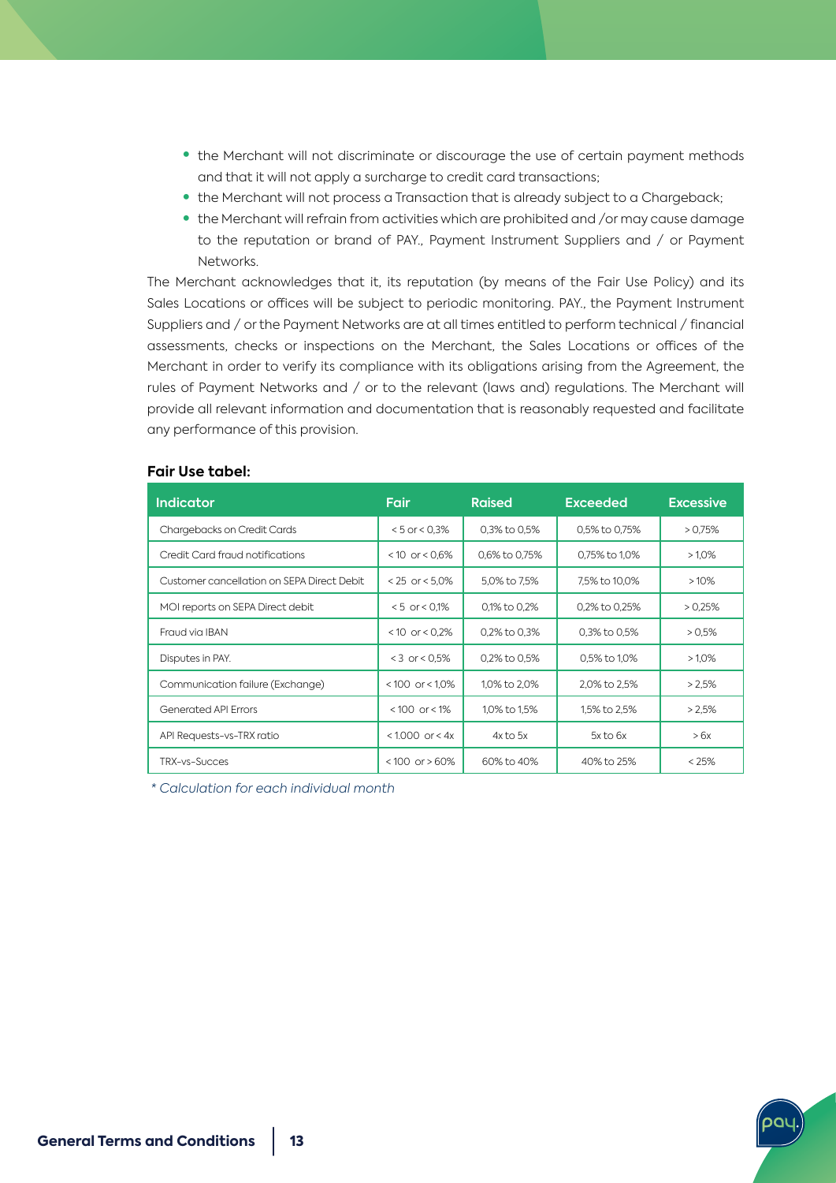- the Merchant will not discriminate or discourage the use of certain payment methods and that it will not apply a surcharge to credit card transactions;
- the Merchant will not process a Transaction that is already subject to a Chargeback;
- the Merchant will refrain from activities which are prohibited and /or may cause damage to the reputation or brand of PAY., Payment Instrument Suppliers and / or Payment Networks.

The Merchant acknowledges that it, its reputation (by means of the Fair Use Policy) and its Sales Locations or offices will be subject to periodic monitoring. PAY., the Payment Instrument Suppliers and / or the Payment Networks are at all times entitled to perform technical / financial assessments, checks or inspections on the Merchant, the Sales Locations or offices of the Merchant in order to verify its compliance with its obligations arising from the Agreement, the rules of Payment Networks and / or to the relevant (laws and) regulations. The Merchant will provide all relevant information and documentation that is reasonably requested and facilitate any performance of this provision.

**Fair Use tabel:**

| Indicator | Fair | Raised | Exceeded | Excessive |
|---|---|---|---|---|
| Chargebacks on Credit Cards | < 5 or < 0,3% | 0,3% to 0,5% | 0,5% to 0,75% | > 0,75% |
| Credit Card fraud notifications | < 10 or < 0,6% | 0,6% to 0,75% | 0,75% to 1,0% | > 1,0% |
| Customer cancellation on SEPA Direct Debit | < 25 or < 5,0% | 5,0% to 7,5% | 7,5% to 10,0% | > 10% |
| MOI reports on SEPA Direct debit | < 5 or < 0,1% | 0,1% to 0,2% | 0,2% to 0,25% | > 0,25% |
| Fraud via IBAN | < 10 or < 0,2% | 0,2% to 0,3% | 0,3% to 0,5% | > 0,5% |
| Disputes in PAY. | < 3 or < 0,5% | 0,2% to 0,5% | 0,5% to 1,0% | > 1,0% |
| Communication failure (Exchange) | < 100 or < 1,0% | 1,0% to 2,0% | 2,0% to 2,5% | > 2,5% |
| Generated API Errors | < 100 or < 1% | 1,0% to 1,5% | 1,5% to 2,5% | > 2,5% |
| API Requests-vs-TRX ratio | < 1.000 or < 4x | 4x to 5x | 5x to 6x | > 6x |
| TRX-vs-Succes | < 100 or > 60% | 60% to 40% | 40% to 25% | < 25% |

*\* Calculation for each individual month*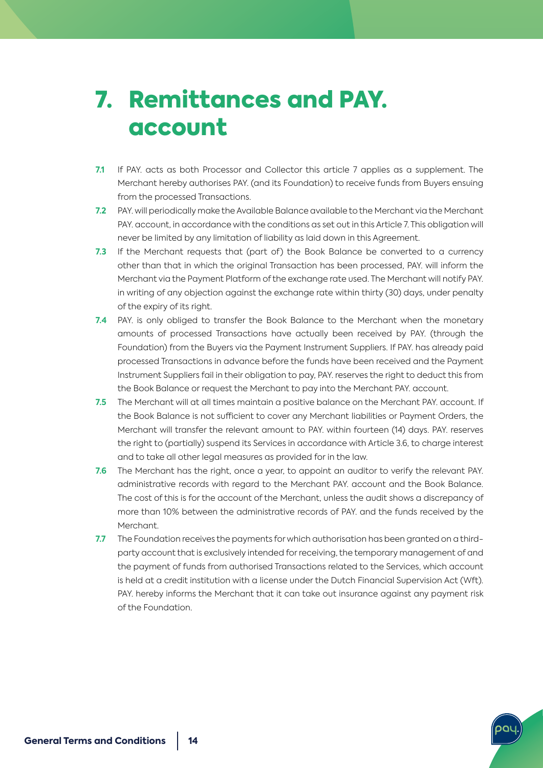# 7. Remittances and PAY. account

**7.1** If PAY. acts as both Processor and Collector this article 7 applies as a supplement. The Merchant hereby authorises PAY. (and its Foundation) to receive funds from Buyers ensuing from the processed Transactions.

**7.2** PAY. will periodically make the Available Balance available to the Merchant via the Merchant PAY. account, in accordance with the conditions as set out in this Article 7. This obligation will never be limited by any limitation of liability as laid down in this Agreement.

**7.3** If the Merchant requests that (part of) the Book Balance be converted to a currency other than that in which the original Transaction has been processed, PAY. will inform the Merchant via the Payment Platform of the exchange rate used. The Merchant will notify PAY. in writing of any objection against the exchange rate within thirty (30) days, under penalty of the expiry of its right.

**7.4** PAY. is only obliged to transfer the Book Balance to the Merchant when the monetary amounts of processed Transactions have actually been received by PAY. (through the Foundation) from the Buyers via the Payment Instrument Suppliers. If PAY. has already paid processed Transactions in advance before the funds have been received and the Payment Instrument Suppliers fail in their obligation to pay, PAY. reserves the right to deduct this from the Book Balance or request the Merchant to pay into the Merchant PAY. account.

**7.5** The Merchant will at all times maintain a positive balance on the Merchant PAY. account. If the Book Balance is not sufficient to cover any Merchant liabilities or Payment Orders, the Merchant will transfer the relevant amount to PAY. within fourteen (14) days. PAY. reserves the right to (partially) suspend its Services in accordance with Article 3.6, to charge interest and to take all other legal measures as provided for in the law.

**7.6** The Merchant has the right, once a year, to appoint an auditor to verify the relevant PAY. administrative records with regard to the Merchant PAY. account and the Book Balance. The cost of this is for the account of the Merchant, unless the audit shows a discrepancy of more than 10% between the administrative records of PAY. and the funds received by the Merchant.

**7.7** The Foundation receives the payments for which authorisation has been granted on a third-party account that is exclusively intended for receiving, the temporary management of and the payment of funds from authorised Transactions related to the Services, which account is held at a credit institution with a license under the Dutch Financial Supervision Act (Wft). PAY. hereby informs the Merchant that it can take out insurance against any payment risk of the Foundation.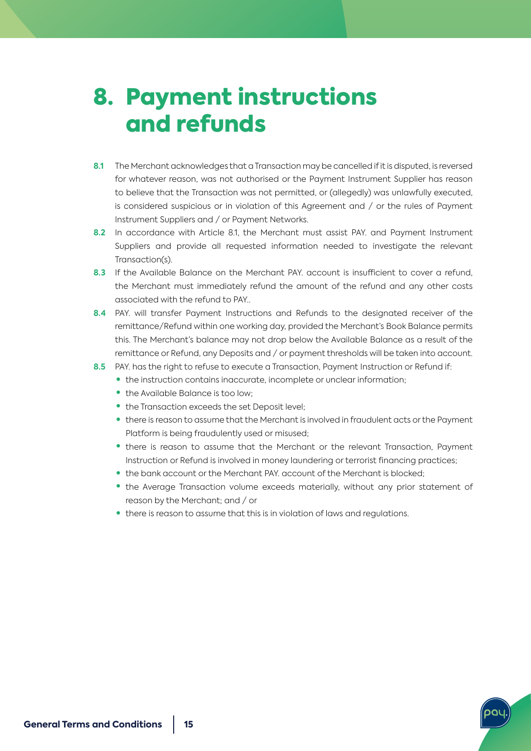# 8. Payment instructions and refunds

**8.1** The Merchant acknowledges that a Transaction may be cancelled if it is disputed, is reversed for whatever reason, was not authorised or the Payment Instrument Supplier has reason to believe that the Transaction was not permitted, or (allegedly) was unlawfully executed, is considered suspicious or in violation of this Agreement and / or the rules of Payment Instrument Suppliers and / or Payment Networks.

**8.2** In accordance with Article 8.1, the Merchant must assist PAY. and Payment Instrument Suppliers and provide all requested information needed to investigate the relevant Transaction(s).

**8.3** If the Available Balance on the Merchant PAY. account is insufficient to cover a refund, the Merchant must immediately refund the amount of the refund and any other costs associated with the refund to PAY..

**8.4** PAY. will transfer Payment Instructions and Refunds to the designated receiver of the remittance/Refund within one working day, provided the Merchant's Book Balance permits this. The Merchant's balance may not drop below the Available Balance as a result of the remittance or Refund, any Deposits and / or payment thresholds will be taken into account.

**8.5** PAY. has the right to refuse to execute a Transaction, Payment Instruction or Refund if:

- the instruction contains inaccurate, incomplete or unclear information;
- the Available Balance is too low;
- the Transaction exceeds the set Deposit level;
- there is reason to assume that the Merchant is involved in fraudulent acts or the Payment Platform is being fraudulently used or misused;
- there is reason to assume that the Merchant or the relevant Transaction, Payment Instruction or Refund is involved in money laundering or terrorist financing practices;
- the bank account or the Merchant PAY. account of the Merchant is blocked;
- the Average Transaction volume exceeds materially, without any prior statement of reason by the Merchant; and / or
- there is reason to assume that this is in violation of laws and regulations.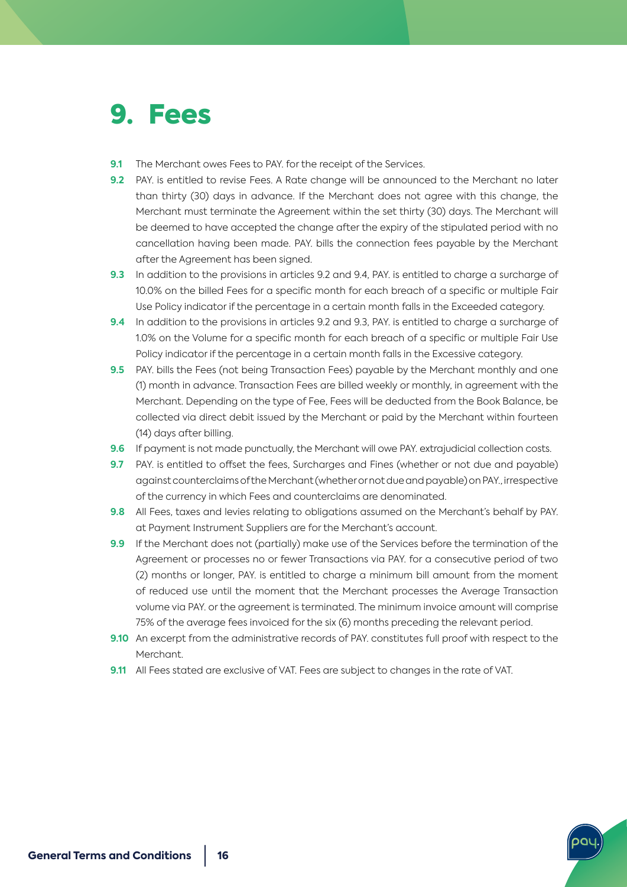# 9. Fees

**9.1** The Merchant owes Fees to PAY. for the receipt of the Services.

**9.2** PAY. is entitled to revise Fees. A Rate change will be announced to the Merchant no later than thirty (30) days in advance. If the Merchant does not agree with this change, the Merchant must terminate the Agreement within the set thirty (30) days. The Merchant will be deemed to have accepted the change after the expiry of the stipulated period with no cancellation having been made. PAY. bills the connection fees payable by the Merchant after the Agreement has been signed.

**9.3** In addition to the provisions in articles 9.2 and 9.4, PAY. is entitled to charge a surcharge of 10.0% on the billed Fees for a specific month for each breach of a specific or multiple Fair Use Policy indicator if the percentage in a certain month falls in the Exceeded category.

**9.4** In addition to the provisions in articles 9.2 and 9.3, PAY. is entitled to charge a surcharge of 1.0% on the Volume for a specific month for each breach of a specific or multiple Fair Use Policy indicator if the percentage in a certain month falls in the Excessive category.

**9.5** PAY. bills the Fees (not being Transaction Fees) payable by the Merchant monthly and one (1) month in advance. Transaction Fees are billed weekly or monthly, in agreement with the Merchant. Depending on the type of Fee, Fees will be deducted from the Book Balance, be collected via direct debit issued by the Merchant or paid by the Merchant within fourteen (14) days after billing.

**9.6** If payment is not made punctually, the Merchant will owe PAY. extrajudicial collection costs.

**9.7** PAY. is entitled to offset the fees, Surcharges and Fines (whether or not due and payable) against counterclaims of the Merchant (whether or not due and payable) on PAY., irrespective of the currency in which Fees and counterclaims are denominated.

**9.8** All Fees, taxes and levies relating to obligations assumed on the Merchant's behalf by PAY. at Payment Instrument Suppliers are for the Merchant's account.

**9.9** If the Merchant does not (partially) make use of the Services before the termination of the Agreement or processes no or fewer Transactions via PAY. for a consecutive period of two (2) months or longer, PAY. is entitled to charge a minimum bill amount from the moment of reduced use until the moment that the Merchant processes the Average Transaction volume via PAY. or the agreement is terminated. The minimum invoice amount will comprise 75% of the average fees invoiced for the six (6) months preceding the relevant period.

**9.10** An excerpt from the administrative records of PAY. constitutes full proof with respect to the Merchant.

**9.11** All Fees stated are exclusive of VAT. Fees are subject to changes in the rate of VAT.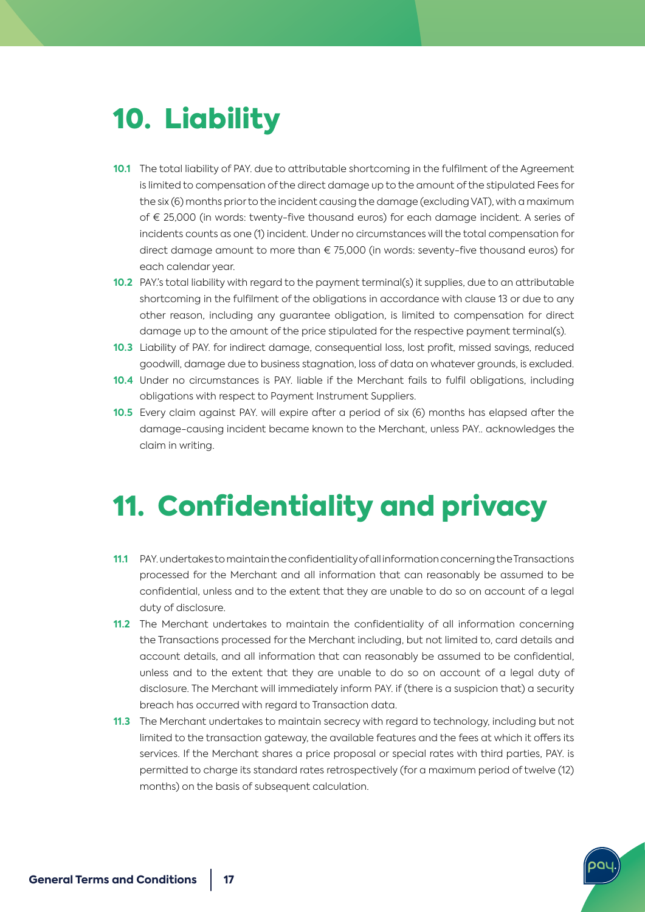# 10. Liability

**10.1** The total liability of PAY. due to attributable shortcoming in the fulfilment of the Agreement is limited to compensation of the direct damage up to the amount of the stipulated Fees for the six (6) months prior to the incident causing the damage (excluding VAT), with a maximum of € 25,000 (in words: twenty-five thousand euros) for each damage incident. A series of incidents counts as one (1) incident. Under no circumstances will the total compensation for direct damage amount to more than € 75,000 (in words: seventy-five thousand euros) for each calendar year.

**10.2** PAY.'s total liability with regard to the payment terminal(s) it supplies, due to an attributable shortcoming in the fulfilment of the obligations in accordance with clause 13 or due to any other reason, including any guarantee obligation, is limited to compensation for direct damage up to the amount of the price stipulated for the respective payment terminal(s).

**10.3** Liability of PAY. for indirect damage, consequential loss, lost profit, missed savings, reduced goodwill, damage due to business stagnation, loss of data on whatever grounds, is excluded.

**10.4** Under no circumstances is PAY. liable if the Merchant fails to fulfil obligations, including obligations with respect to Payment Instrument Suppliers.

**10.5** Every claim against PAY. will expire after a period of six (6) months has elapsed after the damage-causing incident became known to the Merchant, unless PAY.. acknowledges the claim in writing.

# 11. Confidentiality and privacy

**11.1** PAY. undertakes to maintain the confidentiality of all information concerning the Transactions processed for the Merchant and all information that can reasonably be assumed to be confidential, unless and to the extent that they are unable to do so on account of a legal duty of disclosure.

**11.2** The Merchant undertakes to maintain the confidentiality of all information concerning the Transactions processed for the Merchant including, but not limited to, card details and account details, and all information that can reasonably be assumed to be confidential, unless and to the extent that they are unable to do so on account of a legal duty of disclosure. The Merchant will immediately inform PAY. if (there is a suspicion that) a security breach has occurred with regard to Transaction data.

**11.3** The Merchant undertakes to maintain secrecy with regard to technology, including but not limited to the transaction gateway, the available features and the fees at which it offers its services. If the Merchant shares a price proposal or special rates with third parties, PAY. is permitted to charge its standard rates retrospectively (for a maximum period of twelve (12) months) on the basis of subsequent calculation.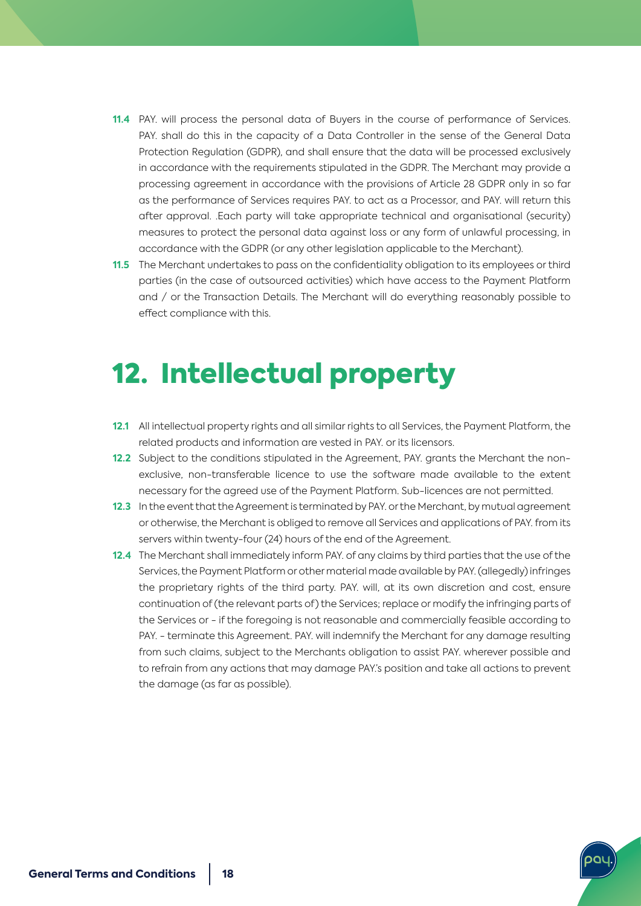**11.4** PAY. will process the personal data of Buyers in the course of performance of Services. PAY. shall do this in the capacity of a Data Controller in the sense of the General Data Protection Regulation (GDPR), and shall ensure that the data will be processed exclusively in accordance with the requirements stipulated in the GDPR. The Merchant may provide a processing agreement in accordance with the provisions of Article 28 GDPR only in so far as the performance of Services requires PAY. to act as a Processor, and PAY. will return this after approval. .Each party will take appropriate technical and organisational (security) measures to protect the personal data against loss or any form of unlawful processing, in accordance with the GDPR (or any other legislation applicable to the Merchant).

**11.5** The Merchant undertakes to pass on the confidentiality obligation to its employees or third parties (in the case of outsourced activities) which have access to the Payment Platform and / or the Transaction Details. The Merchant will do everything reasonably possible to effect compliance with this.

# 12. Intellectual property

**12.1** All intellectual property rights and all similar rights to all Services, the Payment Platform, the related products and information are vested in PAY. or its licensors.

**12.2** Subject to the conditions stipulated in the Agreement, PAY. grants the Merchant the non-exclusive, non-transferable licence to use the software made available to the extent necessary for the agreed use of the Payment Platform. Sub-licences are not permitted.

**12.3** In the event that the Agreement is terminated by PAY. or the Merchant, by mutual agreement or otherwise, the Merchant is obliged to remove all Services and applications of PAY. from its servers within twenty-four (24) hours of the end of the Agreement.

**12.4** The Merchant shall immediately inform PAY. of any claims by third parties that the use of the Services, the Payment Platform or other material made available by PAY. (allegedly) infringes the proprietary rights of the third party. PAY. will, at its own discretion and cost, ensure continuation of (the relevant parts of) the Services; replace or modify the infringing parts of the Services or - if the foregoing is not reasonable and commercially feasible according to PAY. - terminate this Agreement. PAY. will indemnify the Merchant for any damage resulting from such claims, subject to the Merchants obligation to assist PAY. wherever possible and to refrain from any actions that may damage PAY.'s position and take all actions to prevent the damage (as far as possible).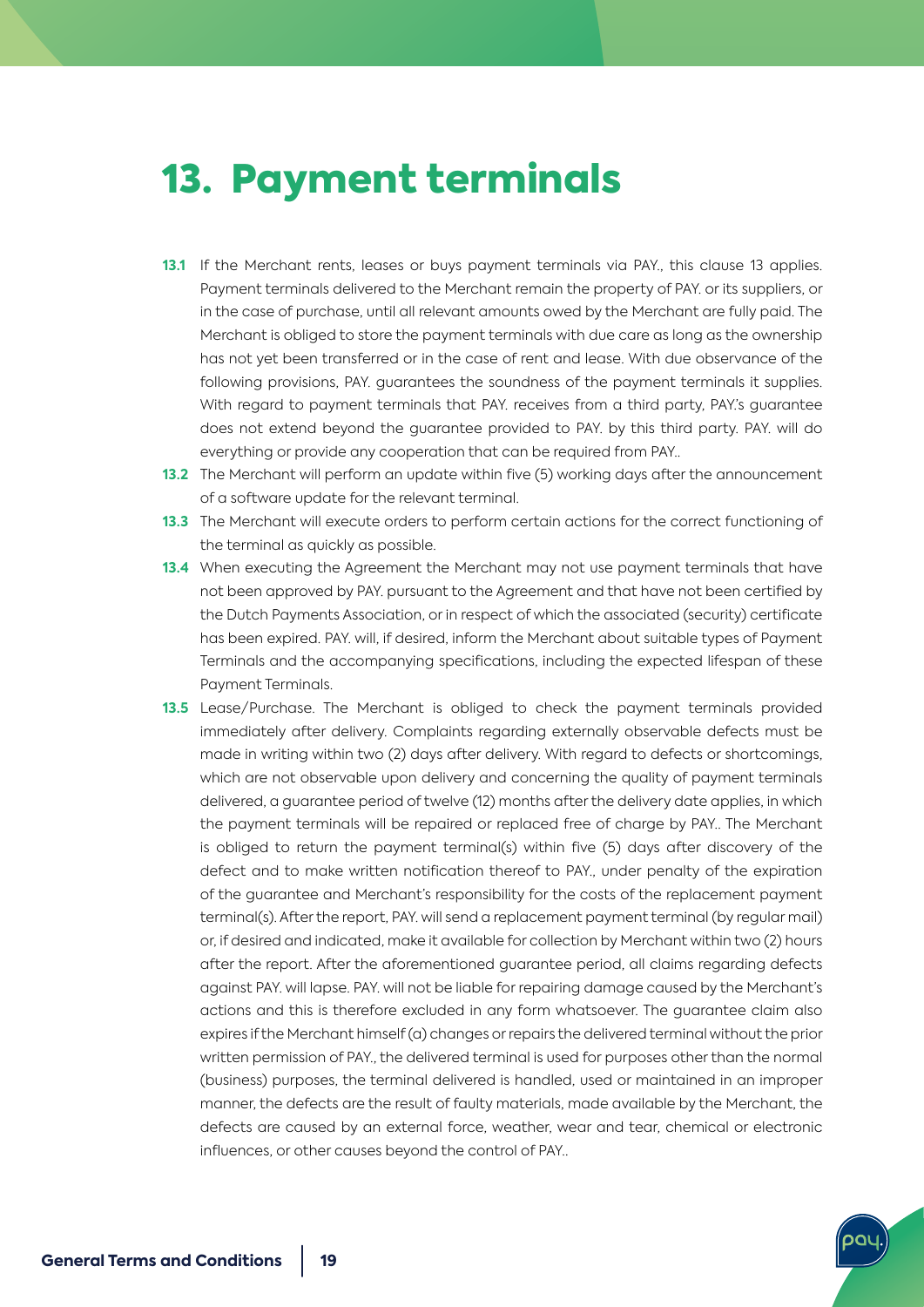# 13. Payment terminals

**13.1** If the Merchant rents, leases or buys payment terminals via PAY., this clause 13 applies. Payment terminals delivered to the Merchant remain the property of PAY. or its suppliers, or in the case of purchase, until all relevant amounts owed by the Merchant are fully paid. The Merchant is obliged to store the payment terminals with due care as long as the ownership has not yet been transferred or in the case of rent and lease. With due observance of the following provisions, PAY. guarantees the soundness of the payment terminals it supplies. With regard to payment terminals that PAY. receives from a third party, PAY.'s guarantee does not extend beyond the guarantee provided to PAY. by this third party. PAY. will do everything or provide any cooperation that can be required from PAY..

**13.2** The Merchant will perform an update within five (5) working days after the announcement of a software update for the relevant terminal.

**13.3** The Merchant will execute orders to perform certain actions for the correct functioning of the terminal as quickly as possible.

**13.4** When executing the Agreement the Merchant may not use payment terminals that have not been approved by PAY. pursuant to the Agreement and that have not been certified by the Dutch Payments Association, or in respect of which the associated (security) certificate has been expired. PAY. will, if desired, inform the Merchant about suitable types of Payment Terminals and the accompanying specifications, including the expected lifespan of these Payment Terminals.

**13.5** Lease/Purchase. The Merchant is obliged to check the payment terminals provided immediately after delivery. Complaints regarding externally observable defects must be made in writing within two (2) days after delivery. With regard to defects or shortcomings, which are not observable upon delivery and concerning the quality of payment terminals delivered, a guarantee period of twelve (12) months after the delivery date applies, in which the payment terminals will be repaired or replaced free of charge by PAY.. The Merchant is obliged to return the payment terminal(s) within five (5) days after discovery of the defect and to make written notification thereof to PAY., under penalty of the expiration of the guarantee and Merchant's responsibility for the costs of the replacement payment terminal(s). After the report, PAY. will send a replacement payment terminal (by regular mail) or, if desired and indicated, make it available for collection by Merchant within two (2) hours after the report. After the aforementioned guarantee period, all claims regarding defects against PAY. will lapse. PAY. will not be liable for repairing damage caused by the Merchant's actions and this is therefore excluded in any form whatsoever. The guarantee claim also expires if the Merchant himself (a) changes or repairs the delivered terminal without the prior written permission of PAY., the delivered terminal is used for purposes other than the normal (business) purposes, the terminal delivered is handled, used or maintained in an improper manner, the defects are the result of faulty materials, made available by the Merchant, the defects are caused by an external force, weather, wear and tear, chemical or electronic influences, or other causes beyond the control of PAY..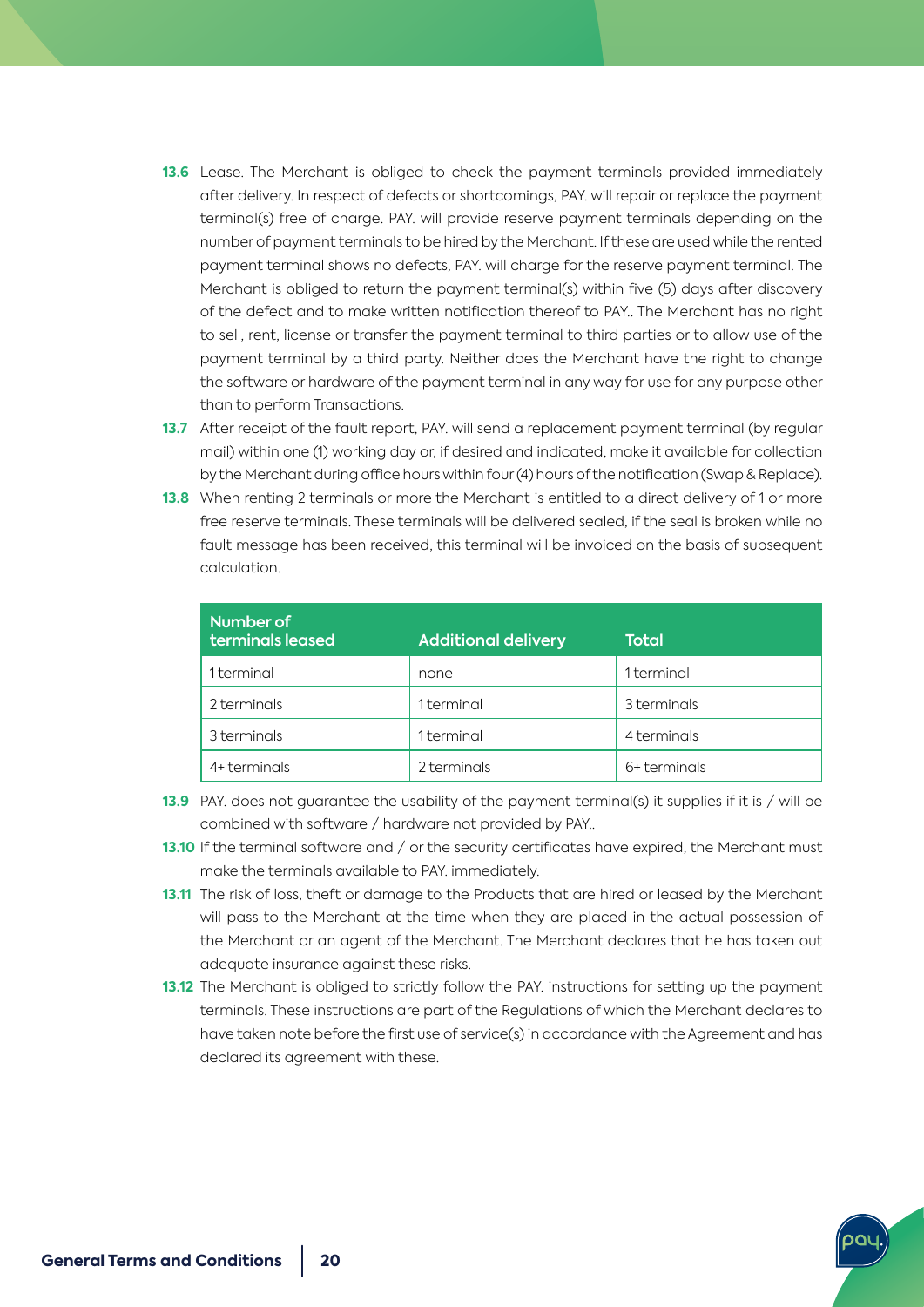**13.6** Lease. The Merchant is obliged to check the payment terminals provided immediately after delivery. In respect of defects or shortcomings, PAY. will repair or replace the payment terminal(s) free of charge. PAY. will provide reserve payment terminals depending on the number of payment terminals to be hired by the Merchant. If these are used while the rented payment terminal shows no defects, PAY. will charge for the reserve payment terminal. The Merchant is obliged to return the payment terminal(s) within five (5) days after discovery of the defect and to make written notification thereof to PAY.. The Merchant has no right to sell, rent, license or transfer the payment terminal to third parties or to allow use of the payment terminal by a third party. Neither does the Merchant have the right to change the software or hardware of the payment terminal in any way for use for any purpose other than to perform Transactions.

**13.7** After receipt of the fault report, PAY. will send a replacement payment terminal (by regular mail) within one (1) working day or, if desired and indicated, make it available for collection by the Merchant during office hours within four (4) hours of the notification (Swap & Replace).

**13.8** When renting 2 terminals or more the Merchant is entitled to a direct delivery of 1 or more free reserve terminals. These terminals will be delivered sealed, if the seal is broken while no fault message has been received, this terminal will be invoiced on the basis of subsequent calculation.

| Number of terminals leased | Additional delivery | Total |
|---|---|---|
| 1 terminal | none | 1 terminal |
| 2 terminals | 1 terminal | 3 terminals |
| 3 terminals | 1 terminal | 4 terminals |
| 4+ terminals | 2 terminals | 6+ terminals |

**13.9** PAY. does not guarantee the usability of the payment terminal(s) it supplies if it is / will be combined with software / hardware not provided by PAY..

**13.10** If the terminal software and / or the security certificates have expired, the Merchant must make the terminals available to PAY. immediately.

**13.11** The risk of loss, theft or damage to the Products that are hired or leased by the Merchant will pass to the Merchant at the time when they are placed in the actual possession of the Merchant or an agent of the Merchant. The Merchant declares that he has taken out adequate insurance against these risks.

**13.12** The Merchant is obliged to strictly follow the PAY. instructions for setting up the payment terminals. These instructions are part of the Regulations of which the Merchant declares to have taken note before the first use of service(s) in accordance with the Agreement and has declared its agreement with these.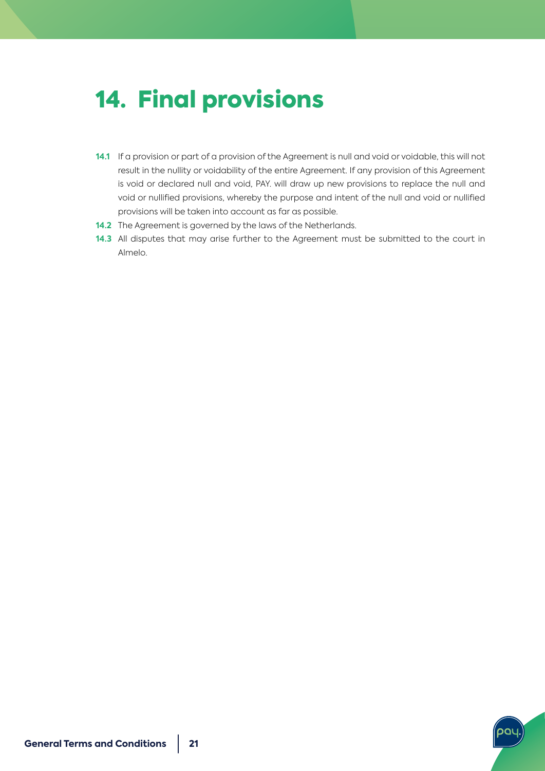# 14. Final provisions

**14.1** If a provision or part of a provision of the Agreement is null and void or voidable, this will not result in the nullity or voidability of the entire Agreement. If any provision of this Agreement is void or declared null and void, PAY. will draw up new provisions to replace the null and void or nullified provisions, whereby the purpose and intent of the null and void or nullified provisions will be taken into account as far as possible.

**14.2** The Agreement is governed by the laws of the Netherlands.

**14.3** All disputes that may arise further to the Agreement must be submitted to the court in Almelo.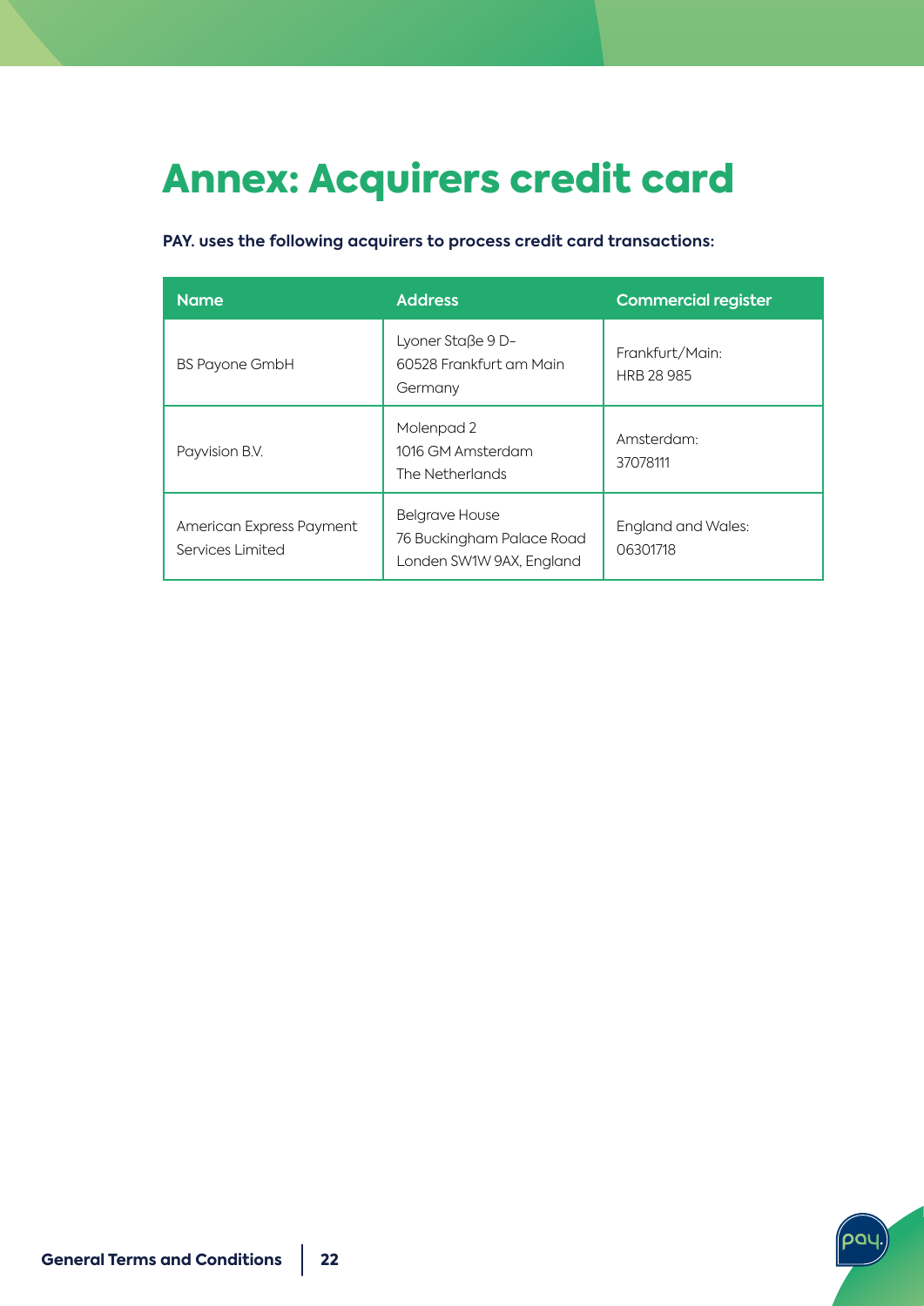# Annex: Acquirers credit card

**PAY. uses the following acquirers to process credit card transactions:**

| Name | Address | Commercial register |
| --- | --- | --- |
| BS Payone GmbH | Lyoner Staβe 9 D-<br>60528 Frankfurt am Main<br>Germany | Frankfurt/Main:<br>HRB 28 985 |
| Payvision B.V. | Molenpad 2<br>1016 GM Amsterdam<br>The Netherlands | Amsterdam:<br>37078111 |
| American Express Payment Services Limited | Belgrave House<br>76 Buckingham Palace Road<br>Londen SW1W 9AX, England | England and Wales:<br>06301718 |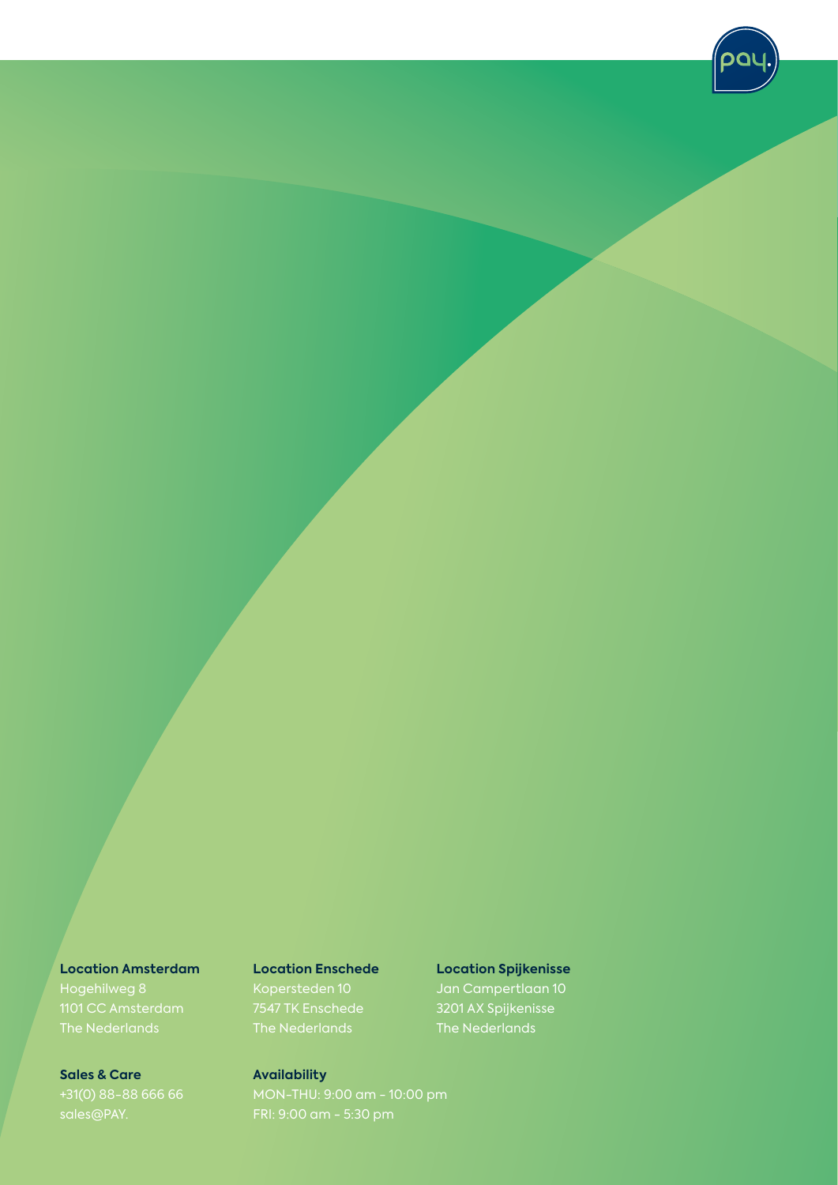**Location Amsterdam**
Hogehilweg 8
1101 CC Amsterdam
The Nederlands

**Location Enschede**
Kopersteden 10
7547 TK Enschede
The Nederlands

**Location Spijkenisse**
Jan Campertlaan 10
3201 AX Spijkenisse
The Nederlands

**Sales & Care**
+31(0) 88-88 666 66
sales@PAY.

**Availability**
MON-THU: 9:00 am - 10:00 pm
FRI: 9:00 am - 5:30 pm